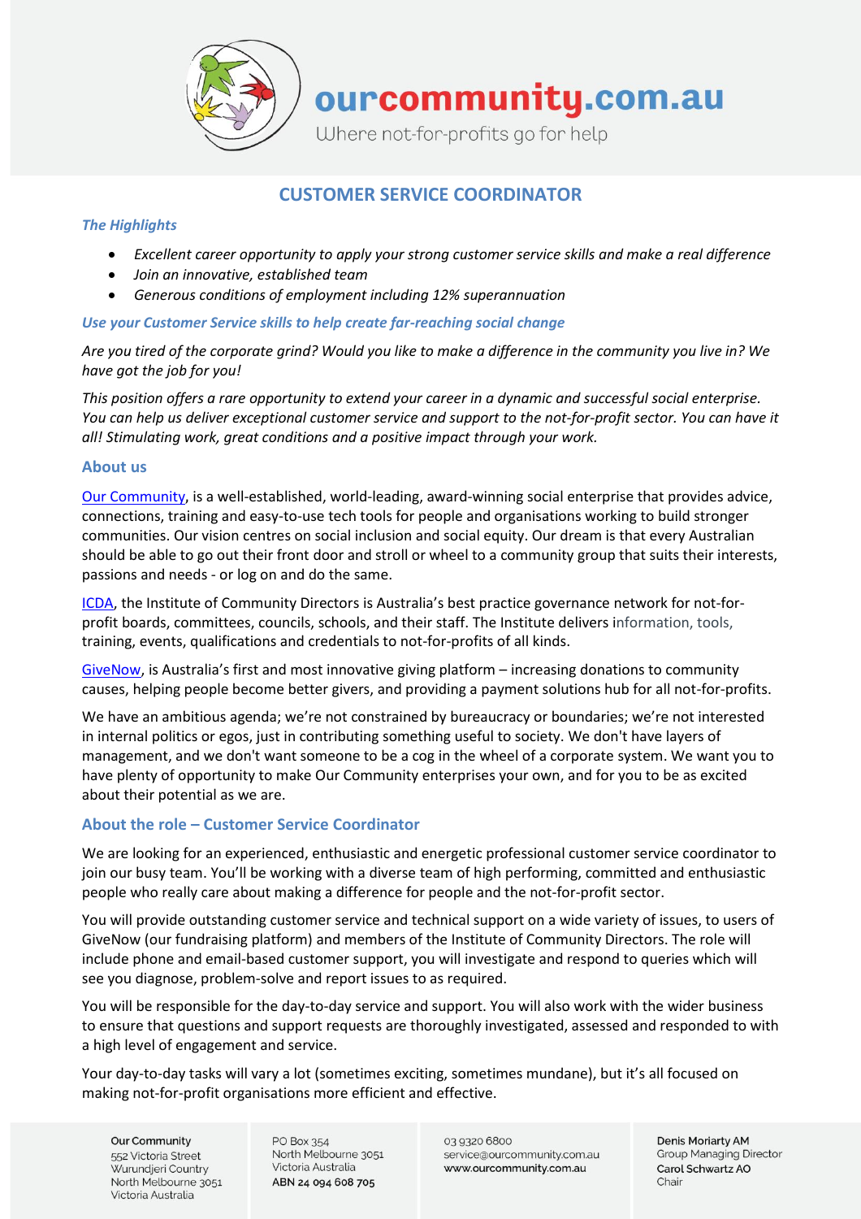ourcommunity.com.au

Where not-for-profits go for help

# CUSTOMER SERVICE COORDINATOR

### *The Highlights*

- *Excellent career opportunity to apply your strong customer service skills and make a real difference*
- *Join an innovative, established team*
- *Generous conditions of employment including 12% superannuation*

### *Use your Customer Service skills to help create far-reaching social change*

*Are you tired of the corporate grind? Would you like to make a difference in the community you live in? We have got the job for you!*

*This position offers a rare opportunity to extend your career in a dynamic and successful social enterprise. You can help us deliver exceptional customer service and support to the not-for-profit sector. You can have it all! Stimulating work, great conditions and a positive impact through your work.*

## About us

Our Community, is a well-established, world-leading, award-winning social enterprise that provides advice, connections, training and easy-to-use tech tools for people and organisations working to build stronger communities. Our vision centres on social inclusion and social equity. Our dream is that every Australian should be able to go out their front door and stroll or wheel to a community group that suits their interests, passions and needs - or log on and do the same.

ICDA, the Institute of Community Directors is Australia's best practice governance network for not-for-profit boards, committees, councils, schools, and their staff. The Institute delivers information, tools, training, events, qualifications and credentials to not-for-profits of all kinds.

GiveNow, is Australia's first and most innovative giving platform – increasing donations to community causes, helping people become better givers, and providing a payment solutions hub for all not-for-profits.

We have an ambitious agenda; we're not constrained by bureaucracy or boundaries; we're not interested in internal politics or egos, just in contributing something useful to society. We don't have layers of management, and we don't want someone to be a cog in the wheel of a corporate system. We want you to have plenty of opportunity to make Our Community enterprises your own, and for you to be as excited about their potential as we are.

## About the role – Customer Service Coordinator

We are looking for an experienced, enthusiastic and energetic professional customer service coordinator to join our busy team. You'll be working with a diverse team of high performing, committed and enthusiastic people who really care about making a difference for people and the not-for-profit sector.

You will provide outstanding customer service and technical support on a wide variety of issues, to users of GiveNow (our fundraising platform) and members of the Institute of Community Directors. The role will include phone and email-based customer support, you will investigate and respond to queries which will see you diagnose, problem-solve and report issues to as required.

You will be responsible for the day-to-day service and support. You will also work with the wider business to ensure that questions and support requests are thoroughly investigated, assessed and responded to with a high level of engagement and service.

Your day-to-day tasks will vary a lot (sometimes exciting, sometimes mundane), but it's all focused on making not-for-profit organisations more efficient and effective.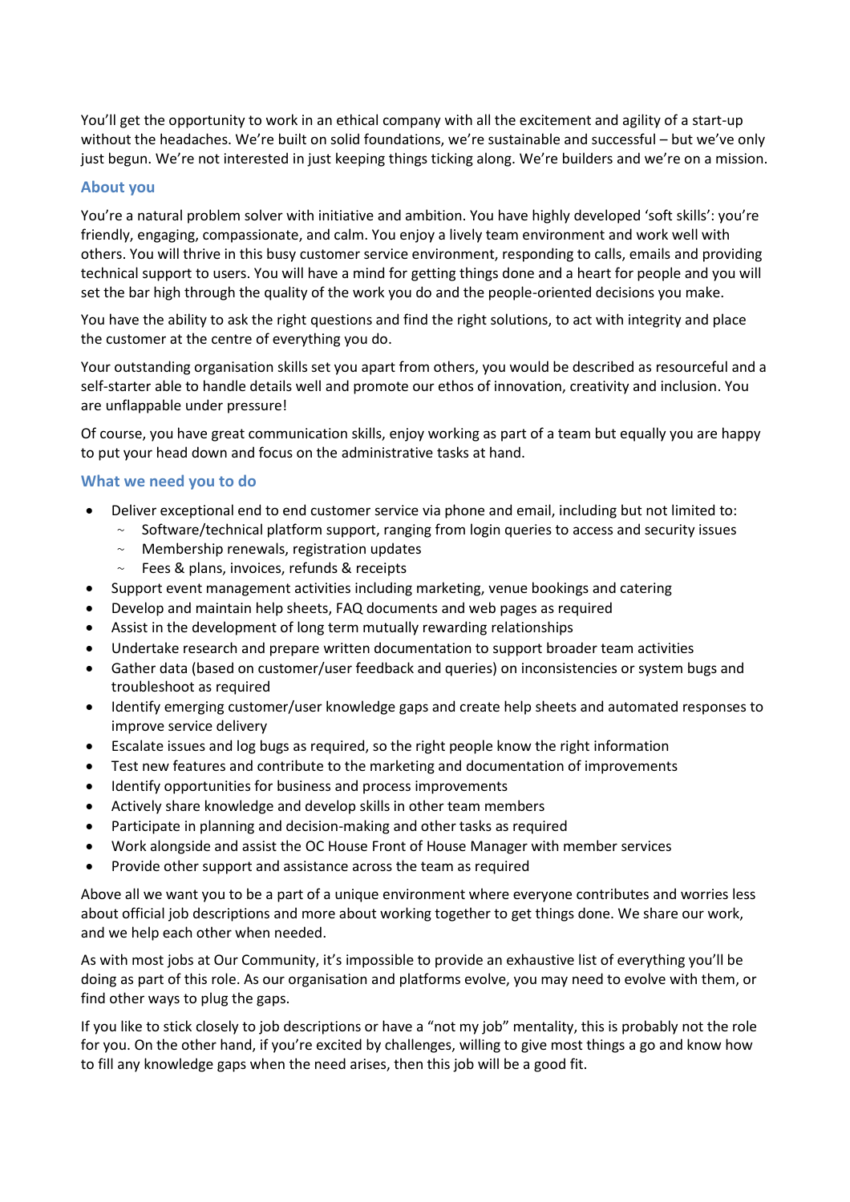You'll get the opportunity to work in an ethical company with all the excitement and agility of a start-up without the headaches. We're built on solid foundations, we're sustainable and successful – but we've only just begun. We're not interested in just keeping things ticking along. We're builders and we're on a mission.

## About you

You're a natural problem solver with initiative and ambition. You have highly developed 'soft skills': you're friendly, engaging, compassionate, and calm. You enjoy a lively team environment and work well with others. You will thrive in this busy customer service environment, responding to calls, emails and providing technical support to users. You will have a mind for getting things done and a heart for people and you will set the bar high through the quality of the work you do and the people-oriented decisions you make.

You have the ability to ask the right questions and find the right solutions, to act with integrity and place the customer at the centre of everything you do.

Your outstanding organisation skills set you apart from others, you would be described as resourceful and a self-starter able to handle details well and promote our ethos of innovation, creativity and inclusion. You are unflappable under pressure!

Of course, you have great communication skills, enjoy working as part of a team but equally you are happy to put your head down and focus on the administrative tasks at hand.

## What we need you to do

- Deliver exceptional end to end customer service via phone and email, including but not limited to:
  - Software/technical platform support, ranging from login queries to access and security issues
  - Membership renewals, registration updates
  - Fees & plans, invoices, refunds & receipts
- Support event management activities including marketing, venue bookings and catering
- Develop and maintain help sheets, FAQ documents and web pages as required
- Assist in the development of long term mutually rewarding relationships
- Undertake research and prepare written documentation to support broader team activities
- Gather data (based on customer/user feedback and queries) on inconsistencies or system bugs and troubleshoot as required
- Identify emerging customer/user knowledge gaps and create help sheets and automated responses to improve service delivery
- Escalate issues and log bugs as required, so the right people know the right information
- Test new features and contribute to the marketing and documentation of improvements
- Identify opportunities for business and process improvements
- Actively share knowledge and develop skills in other team members
- Participate in planning and decision-making and other tasks as required
- Work alongside and assist the OC House Front of House Manager with member services
- Provide other support and assistance across the team as required

Above all we want you to be a part of a unique environment where everyone contributes and worries less about official job descriptions and more about working together to get things done. We share our work, and we help each other when needed.

As with most jobs at Our Community, it's impossible to provide an exhaustive list of everything you'll be doing as part of this role. As our organisation and platforms evolve, you may need to evolve with them, or find other ways to plug the gaps.

If you like to stick closely to job descriptions or have a "not my job" mentality, this is probably not the role for you. On the other hand, if you're excited by challenges, willing to give most things a go and know how to fill any knowledge gaps when the need arises, then this job will be a good fit.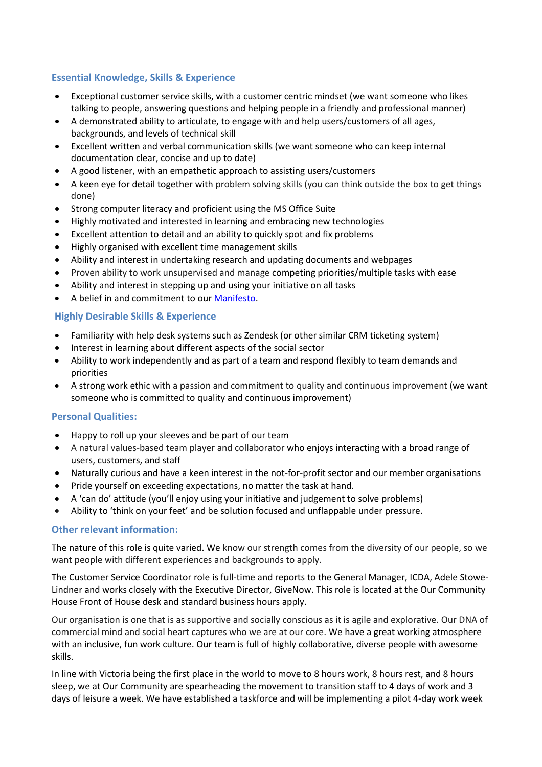## Essential Knowledge, Skills & Experience

- Exceptional customer service skills, with a customer centric mindset (we want someone who likes talking to people, answering questions and helping people in a friendly and professional manner)
- A demonstrated ability to articulate, to engage with and help users/customers of all ages, backgrounds, and levels of technical skill
- Excellent written and verbal communication skills (we want someone who can keep internal documentation clear, concise and up to date)
- A good listener, with an empathetic approach to assisting users/customers
- A keen eye for detail together with problem solving skills (you can think outside the box to get things done)
- Strong computer literacy and proficient using the MS Office Suite
- Highly motivated and interested in learning and embracing new technologies
- Excellent attention to detail and an ability to quickly spot and fix problems
- Highly organised with excellent time management skills
- Ability and interest in undertaking research and updating documents and webpages
- Proven ability to work unsupervised and manage competing priorities/multiple tasks with ease
- Ability and interest in stepping up and using your initiative on all tasks
- A belief in and commitment to our [Manifesto](Manifesto).

## Highly Desirable Skills & Experience

- Familiarity with help desk systems such as Zendesk (or other similar CRM ticketing system)
- Interest in learning about different aspects of the social sector
- Ability to work independently and as part of a team and respond flexibly to team demands and priorities
- A strong work ethic with a passion and commitment to quality and continuous improvement (we want someone who is committed to quality and continuous improvement)

## Personal Qualities:

- Happy to roll up your sleeves and be part of our team
- A natural values-based team player and collaborator who enjoys interacting with a broad range of users, customers, and staff
- Naturally curious and have a keen interest in the not-for-profit sector and our member organisations
- Pride yourself on exceeding expectations, no matter the task at hand.
- A 'can do' attitude (you'll enjoy using your initiative and judgement to solve problems)
- Ability to 'think on your feet' and be solution focused and unflappable under pressure.

## Other relevant information:

The nature of this role is quite varied. We know our strength comes from the diversity of our people, so we want people with different experiences and backgrounds to apply.

The Customer Service Coordinator role is full-time and reports to the General Manager, ICDA, Adele Stowe-Lindner and works closely with the Executive Director, GiveNow. This role is located at the Our Community House Front of House desk and standard business hours apply.

Our organisation is one that is as supportive and socially conscious as it is agile and explorative. Our DNA of commercial mind and social heart captures who we are at our core. We have a great working atmosphere with an inclusive, fun work culture. Our team is full of highly collaborative, diverse people with awesome skills.

In line with Victoria being the first place in the world to move to 8 hours work, 8 hours rest, and 8 hours sleep, we at Our Community are spearheading the movement to transition staff to 4 days of work and 3 days of leisure a week. We have established a taskforce and will be implementing a pilot 4-day work week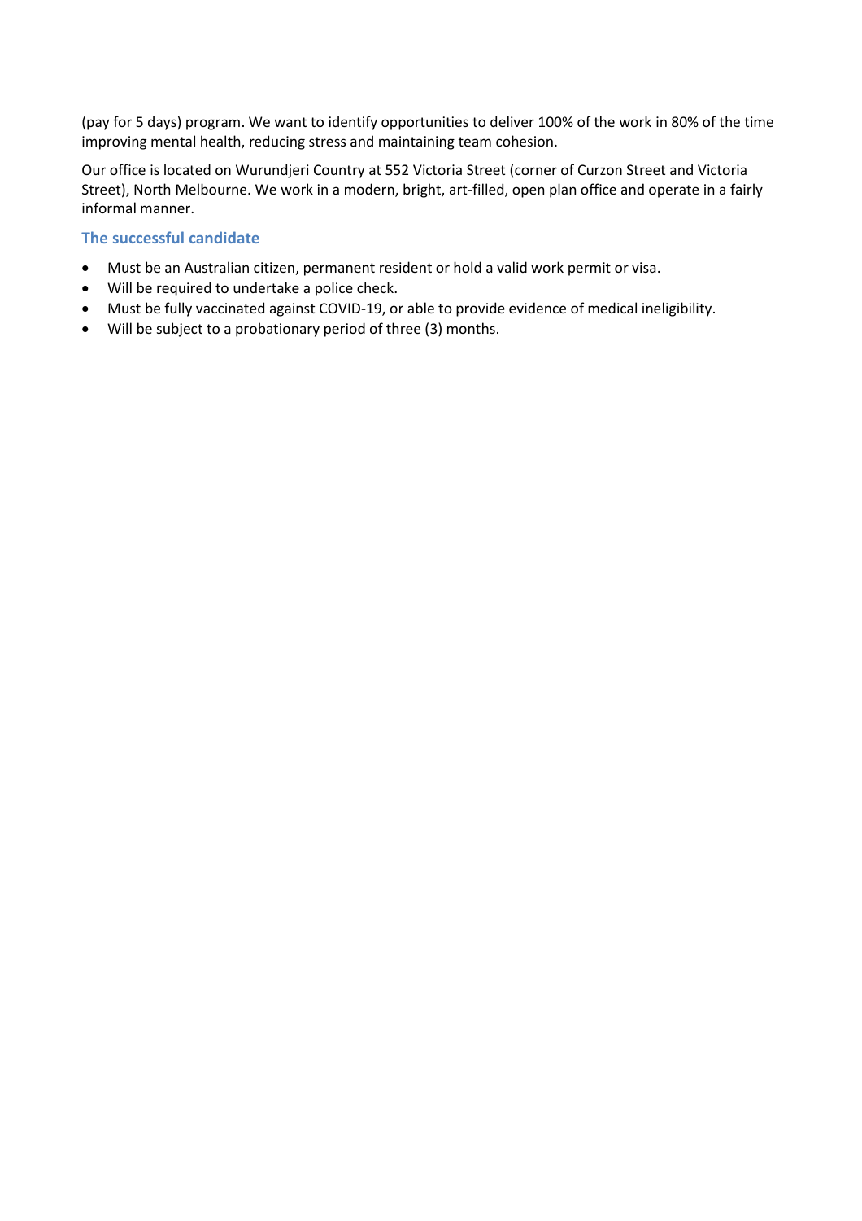(pay for 5 days) program. We want to identify opportunities to deliver 100% of the work in 80% of the time improving mental health, reducing stress and maintaining team cohesion.

Our office is located on Wurundjeri Country at 552 Victoria Street (corner of Curzon Street and Victoria Street), North Melbourne. We work in a modern, bright, art-filled, open plan office and operate in a fairly informal manner.

### The successful candidate

- Must be an Australian citizen, permanent resident or hold a valid work permit or visa.
- Will be required to undertake a police check.
- Must be fully vaccinated against COVID-19, or able to provide evidence of medical ineligibility.
- Will be subject to a probationary period of three (3) months.